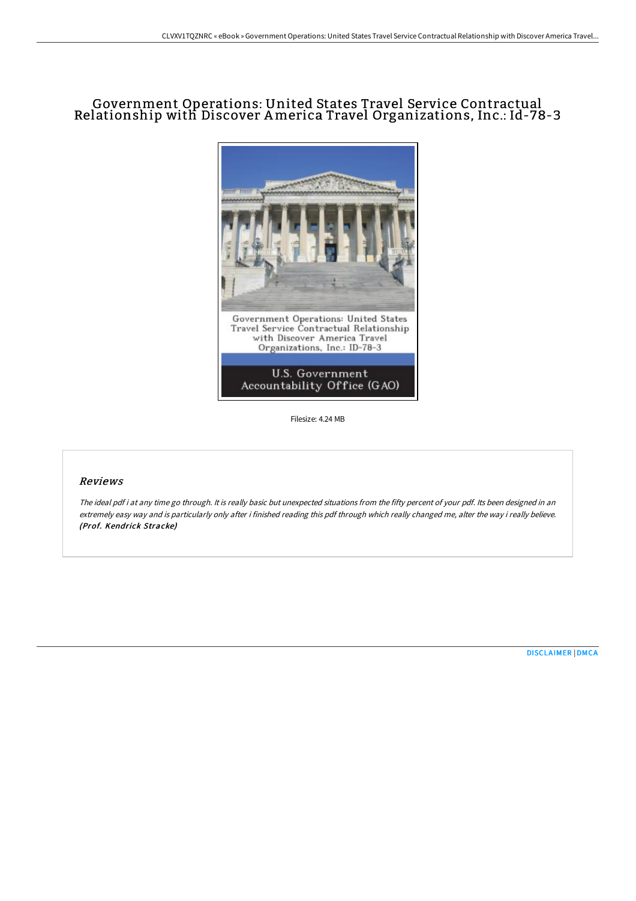# Government Operations: United States Travel Service Contractual Relationship with Discover America Travel Organizations, Inc.: Id-78-3

Filesize: 4.24 MB

## *Reviews*

*The ideal pdf i at any time go through. It is really basic but unexpected situations from the fifty percent of your pdf. Its been designed in an extremely easy way and is particularly only after i finished reading this pdf through which really changed me, alter the way i really believe.* ***(Prof. Kendrick Stracke)***

[DISCLAIMER](#) | [DMCA](#)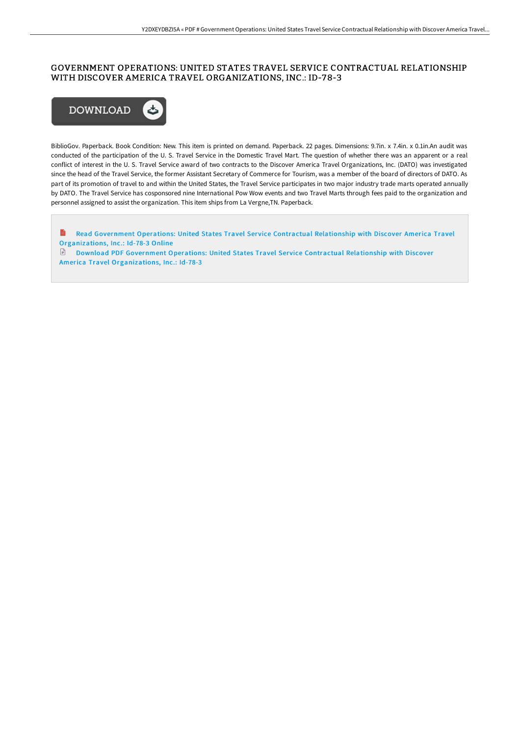# GOVERNMENT OPERATIONS: UNITED STATES TRAVEL SERVICE CONTRACTUAL RELATIONSHIP WITH DISCOVER AMERICA TRAVEL ORGANIZATIONS, INC.: ID-78-3

DOWNLOAD

BiblioGov. Paperback. Book Condition: New. This item is printed on demand. Paperback. 22 pages. Dimensions: 9.7in. x 7.4in. x 0.1in.An audit was conducted of the participation of the U. S. Travel Service in the Domestic Travel Mart. The question of whether there was an apparent or a real conflict of interest in the U. S. Travel Service award of two contracts to the Discover America Travel Organizations, Inc. (DATO) was investigated since the head of the Travel Service, the former Assistant Secretary of Commerce for Tourism, was a member of the board of directors of DATO. As part of its promotion of travel to and within the United States, the Travel Service participates in two major industry trade marts operated annually by DATO. The Travel Service has cosponsored nine International Pow Wow events and two Travel Marts through fees paid to the organization and personnel assigned to assist the organization. This item ships from La Vergne,TN. Paperback.

Read Government Operations: United States Travel Service Contractual Relationship with Discover America Travel Organizations, Inc.: Id-78-3 Online

Download PDF Government Operations: United States Travel Service Contractual Relationship with Discover America Travel Organizations, Inc.: Id-78-3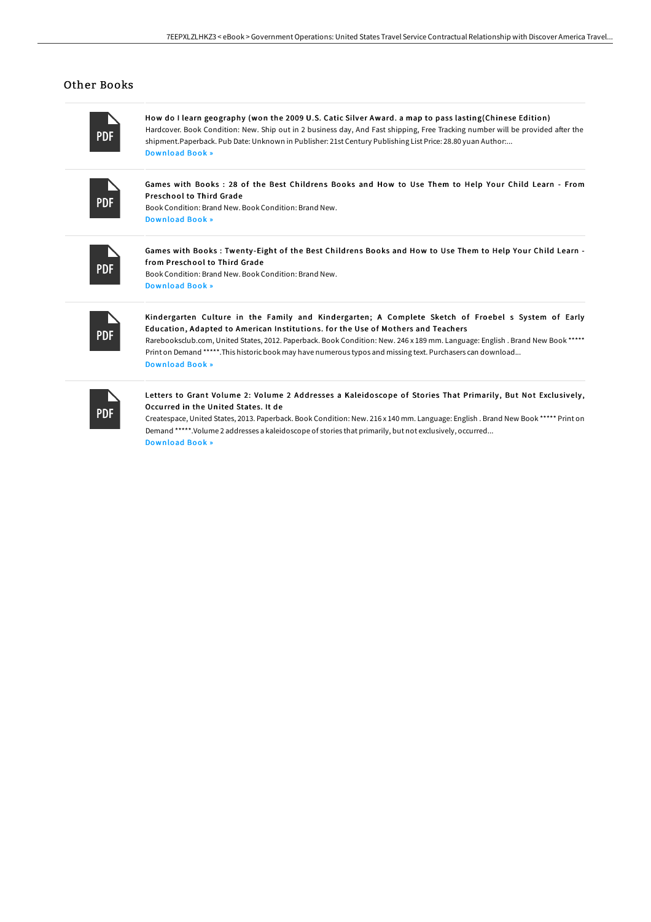## Other Books

**How do I learn geography (won the 2009 U.S. Catic Silver Award. a map to pass lasting(Chinese Edition)**
Hardcover. Book Condition: New. Ship out in 2 business day, And Fast shipping, Free Tracking number will be provided after the shipment.Paperback. Pub Date: Unknown in Publisher: 21st Century Publishing List Price: 28.80 yuan Author:...
Download Book »

**Games with Books : 28 of the Best Childrens Books and How to Use Them to Help Your Child Learn - From Preschool to Third Grade**
Book Condition: Brand New. Book Condition: Brand New.
Download Book »

**Games with Books : Twenty-Eight of the Best Childrens Books and How to Use Them to Help Your Child Learn - from Preschool to Third Grade**
Book Condition: Brand New. Book Condition: Brand New.
Download Book »

**Kindergarten Culture in the Family and Kindergarten; A Complete Sketch of Froebel s System of Early Education, Adapted to American Institutions. for the Use of Mothers and Teachers**
Rarebooksclub.com, United States, 2012. Paperback. Book Condition: New. 246 x 189 mm. Language: English . Brand New Book ***** Print on Demand *****.This historic book may have numerous typos and missing text. Purchasers can download...
Download Book »

**Letters to Grant Volume 2: Volume 2 Addresses a Kaleidoscope of Stories That Primarily, But Not Exclusively, Occurred in the United States. It de**
Createspace, United States, 2013. Paperback. Book Condition: New. 216 x 140 mm. Language: English . Brand New Book ***** Print on Demand *****.Volume 2 addresses a kaleidoscope of stories that primarily, but not exclusively, occurred...
Download Book »